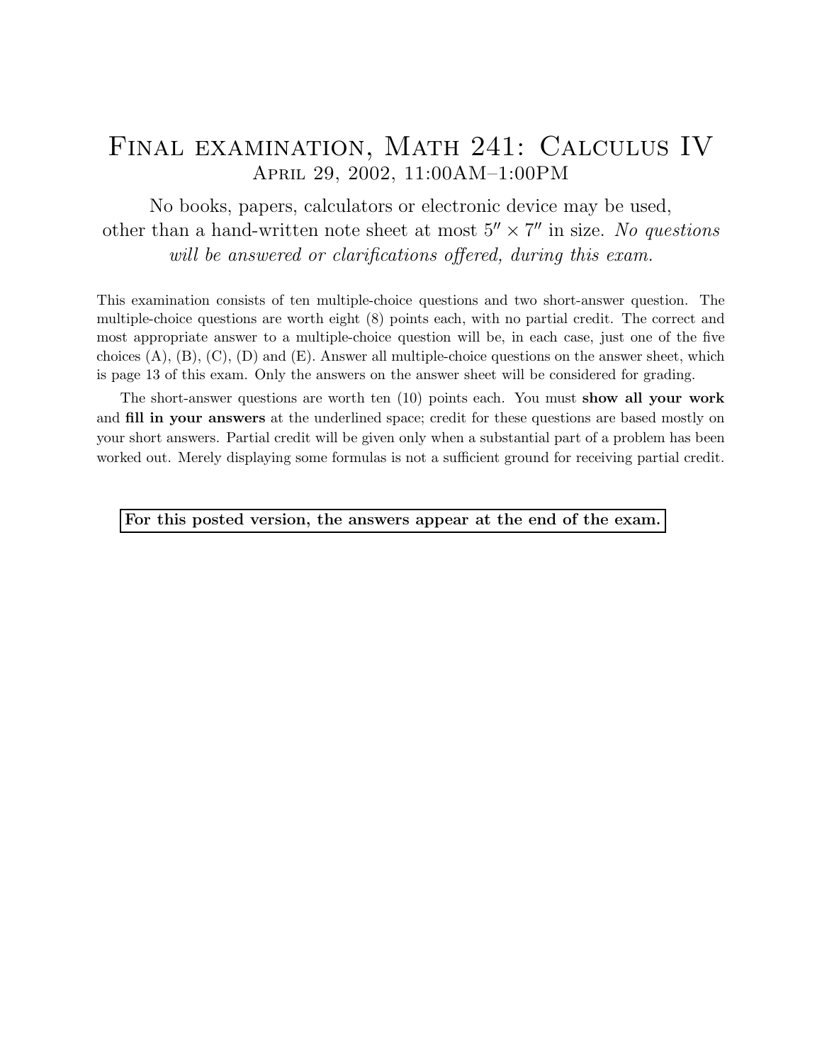# Final examination, Math 241: Calculus IV

## April 29, 2002, 11:00AM–1:00PM

No books, papers, calculators or electronic device may be used, other than a hand-written note sheet at most $5'' \times 7''$ in size. *No questions will be answered or clarifications offered, during this exam.*

This examination consists of ten multiple-choice questions and two short-answer question. The multiple-choice questions are worth eight (8) points each, with no partial credit. The correct and most appropriate answer to a multiple-choice question will be, in each case, just one of the five choices (A), (B), (C), (D) and (E). Answer all multiple-choice questions on the answer sheet, which is page 13 of this exam. Only the answers on the answer sheet will be considered for grading.

The short-answer questions are worth ten (10) points each. You must **show all your work** and **fill in your answers** at the underlined space; credit for these questions are based mostly on your short answers. Partial credit will be given only when a substantial part of a problem has been worked out. Merely displaying some formulas is not a sufficient ground for receiving partial credit.

**For this posted version, the answers appear at the end of the exam.**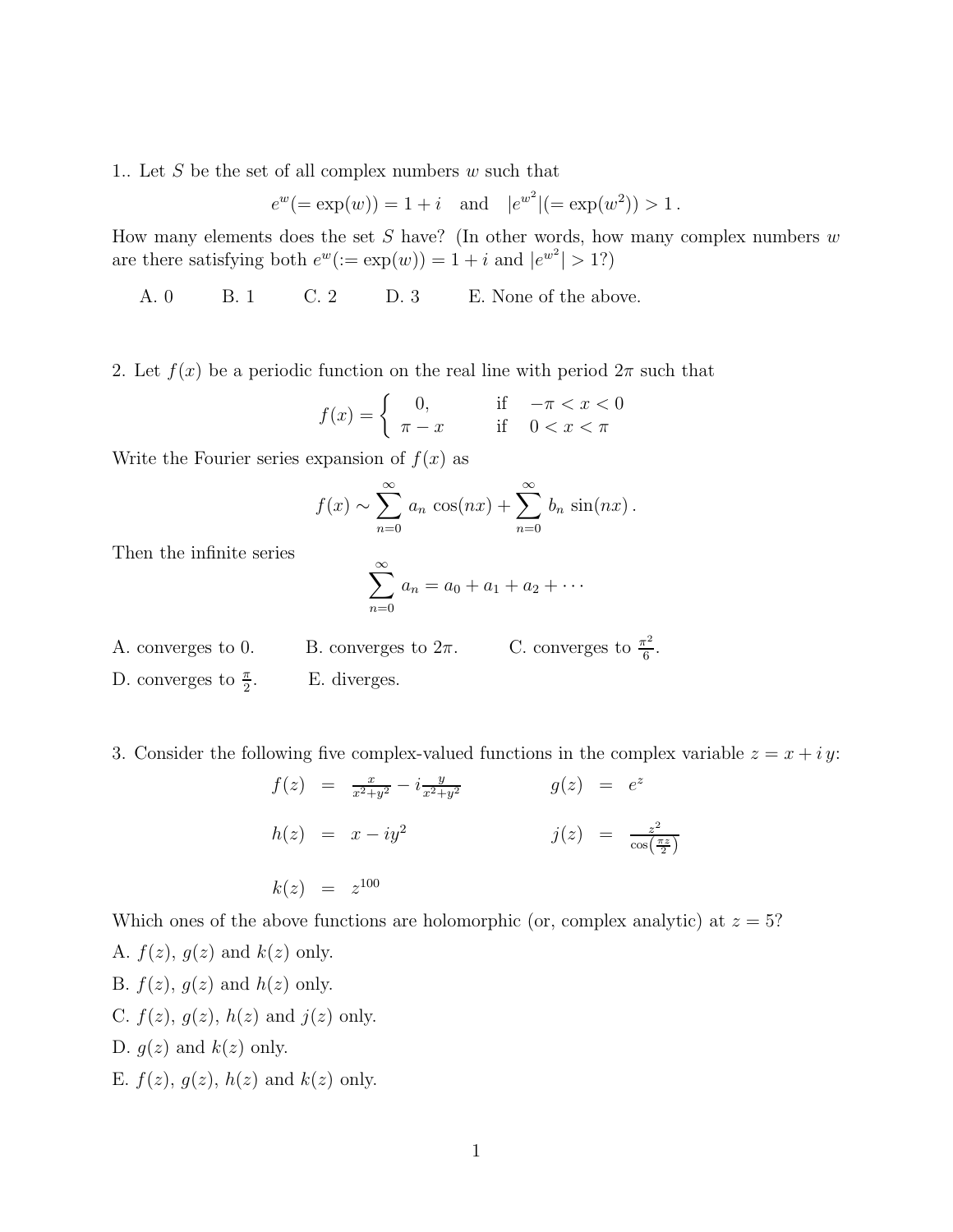1.. Let $S$ be the set of all complex numbers $w$ such that

$$e^w(= \exp(w)) = 1 + i \quad \text{and} \quad |e^{w^2}|(= \exp(w^2)) > 1\,.$$

How many elements does the set $S$ have? (In other words, how many complex numbers $w$ are there satisfying both $e^w(:= \exp(w)) = 1 + i$ and $|e^{w^2}| > 1$?)

A. 0 B. 1 C. 2 D. 3 E. None of the above.

2. Let $f(x)$ be a periodic function on the real line with period $2\pi$ such that

$$f(x) = \begin{cases} 0, & \text{if} \quad -\pi < x < 0 \\ \pi - x & \text{if} \quad 0 < x < \pi \end{cases}$$

Write the Fourier series expansion of $f(x)$ as

$$f(x) \sim \sum_{n=0}^{\infty} a_n \cos(nx) + \sum_{n=0}^{\infty} b_n \sin(nx)\,.$$

Then the infinite series

$$\sum_{n=0}^{\infty} a_n = a_0 + a_1 + a_2 + \cdots$$

A. converges to 0. B. converges to $2\pi$. C. converges to $\frac{\pi^2}{6}$.

D. converges to $\frac{\pi}{2}$. E. diverges.

3. Consider the following five complex-valued functions in the complex variable $z = x + i\,y$:

$$f(z) = \frac{x}{x^2+y^2} - i\frac{y}{x^2+y^2} \qquad g(z) = e^z$$

$$h(z) = x - iy^2 \qquad j(z) = \frac{z^2}{\cos\left(\frac{\pi z}{2}\right)}$$

$$k(z) = z^{100}$$

Which ones of the above functions are holomorphic (or, complex analytic) at $z = 5$?

A. $f(z)$, $g(z)$ and $k(z)$ only.

B. $f(z)$, $g(z)$ and $h(z)$ only.

C. $f(z)$, $g(z)$, $h(z)$ and $j(z)$ only.

D. $g(z)$ and $k(z)$ only.

E. $f(z)$, $g(z)$, $h(z)$ and $k(z)$ only.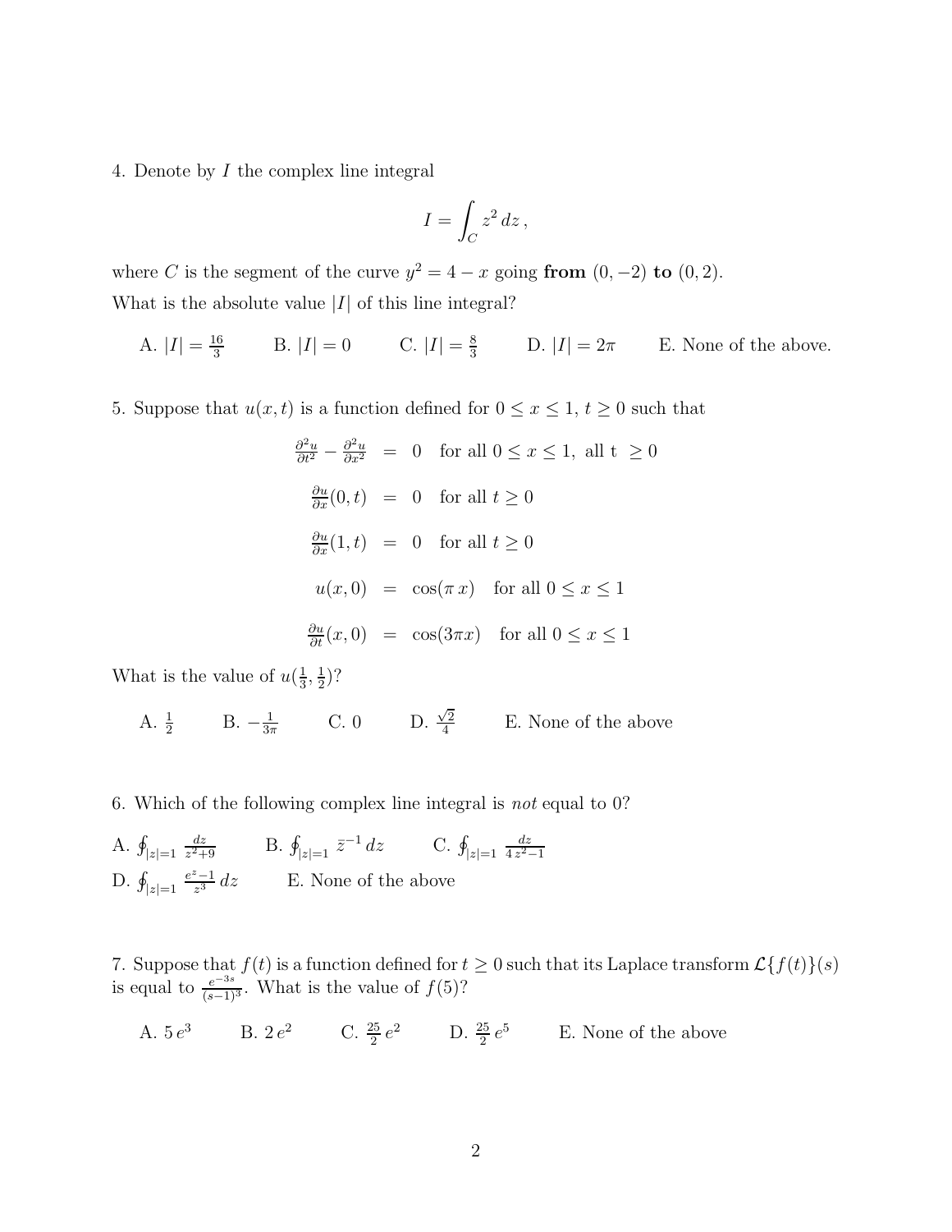4. Denote by $I$ the complex line integral

$$I = \int_C z^2 \, dz \,,$$

where $C$ is the segment of the curve $y^2 = 4 - x$ going **from** $(0, -2)$ **to** $(0, 2)$.
What is the absolute value $|I|$ of this line integral?

A. $|I| = \frac{16}{3}$ B. $|I| = 0$ C. $|I| = \frac{8}{3}$ D. $|I| = 2\pi$ E. None of the above.

5. Suppose that $u(x, t)$ is a function defined for $0 \leq x \leq 1$, $t \geq 0$ such that

$$\begin{aligned}
\frac{\partial^2 u}{\partial t^2} - \frac{\partial^2 u}{\partial x^2} &= 0 \quad \text{for all } 0 \leq x \leq 1, \text{ all t } \geq 0 \\
\frac{\partial u}{\partial x}(0, t) &= 0 \quad \text{for all } t \geq 0 \\
\frac{\partial u}{\partial x}(1, t) &= 0 \quad \text{for all } t \geq 0 \\
u(x, 0) &= \cos(\pi \, x) \quad \text{for all } 0 \leq x \leq 1 \\
\frac{\partial u}{\partial t}(x, 0) &= \cos(3\pi x) \quad \text{for all } 0 \leq x \leq 1
\end{aligned}$$

What is the value of $u(\frac{1}{3}, \frac{1}{2})$?

A. $\frac{1}{2}$ B. $-\frac{1}{3\pi}$ C. 0 D. $\frac{\sqrt{2}}{4}$ E. None of the above

6. Which of the following complex line integral is *not* equal to 0?

A. $\oint_{|z|=1} \frac{dz}{z^2+9}$ B. $\oint_{|z|=1} \bar{z}^{-1} \, dz$ C. $\oint_{|z|=1} \frac{dz}{4\,z^2-1}$
D. $\oint_{|z|=1} \frac{e^z-1}{z^3} \, dz$ E. None of the above

7. Suppose that $f(t)$ is a function defined for $t \geq 0$ such that its Laplace transform $\mathcal{L}\{f(t)\}(s)$ is equal to $\frac{e^{-3s}}{(s-1)^3}$. What is the value of $f(5)$?

A. $5\,e^3$ B. $2\,e^2$ C. $\frac{25}{2}\,e^2$ D. $\frac{25}{2}\,e^5$ E. None of the above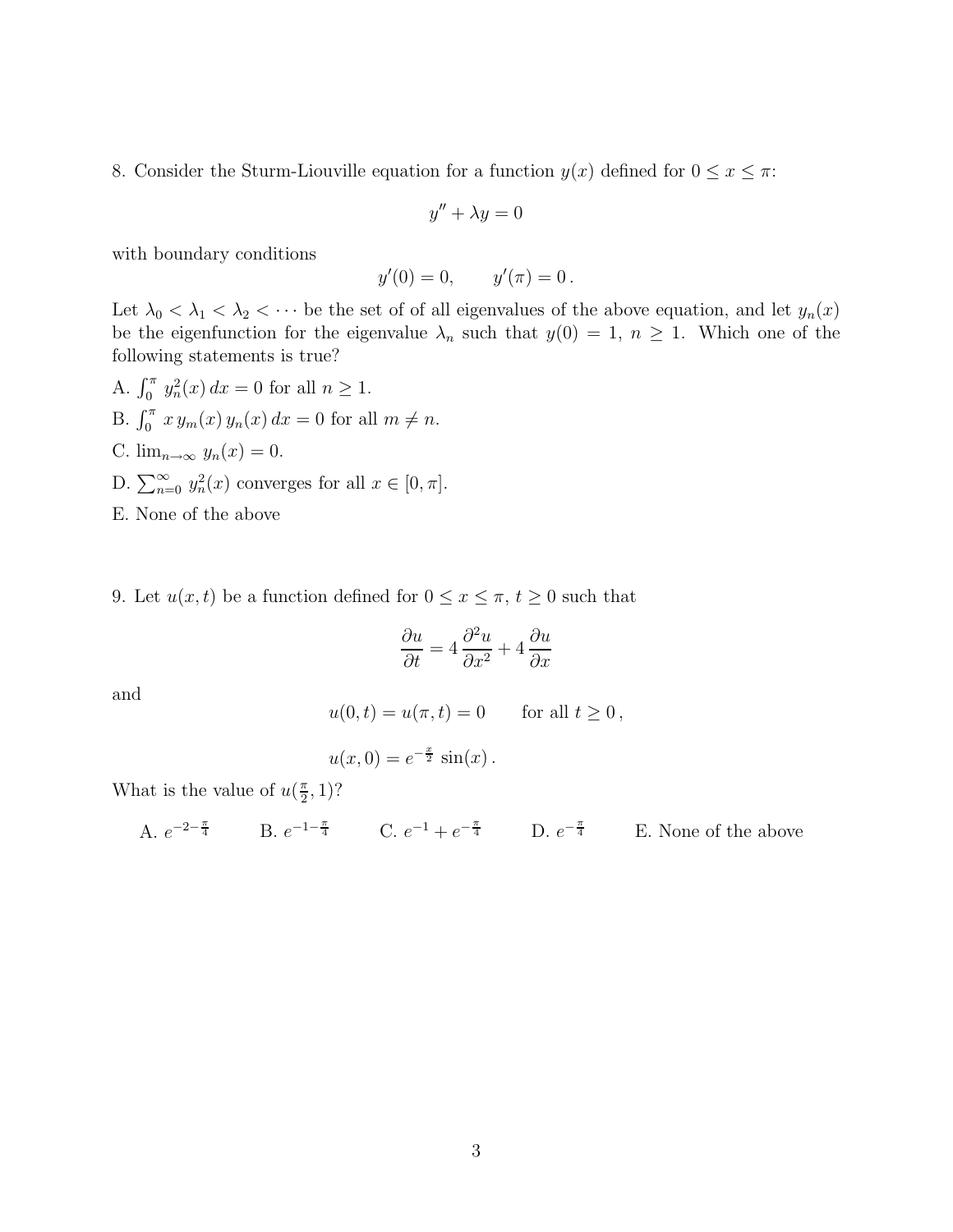8. Consider the Sturm-Liouville equation for a function $y(x)$ defined for $0 \leq x \leq \pi$:

$$y'' + \lambda y = 0$$

with boundary conditions

$$y'(0) = 0, \qquad y'(\pi) = 0\,.$$

Let $\lambda_0 < \lambda_1 < \lambda_2 < \cdots$ be the set of of all eigenvalues of the above equation, and let $y_n(x)$ be the eigenfunction for the eigenvalue $\lambda_n$ such that $y(0) = 1$, $n \geq 1$. Which one of the following statements is true?

A. $\int_0^\pi y_n^2(x)\,dx = 0$ for all $n \geq 1$.

B. $\int_0^\pi x\,y_m(x)\,y_n(x)\,dx = 0$ for all $m \neq n$.

C. $\lim_{n\to\infty} y_n(x) = 0$.

D. $\sum_{n=0}^\infty y_n^2(x)$ converges for all $x \in [0, \pi]$.

E. None of the above

9. Let $u(x,t)$ be a function defined for $0 \leq x \leq \pi$, $t \geq 0$ such that

$$\frac{\partial u}{\partial t} = 4\,\frac{\partial^2 u}{\partial x^2} + 4\,\frac{\partial u}{\partial x}$$

and

$$u(0,t) = u(\pi,t) = 0 \qquad \text{for all } t \geq 0\,,$$

$$u(x,0) = e^{-\frac{x}{2}}\,\sin(x)\,.$$

What is the value of $u(\frac{\pi}{2}, 1)$?

A. $e^{-2-\frac{\pi}{4}}$ B. $e^{-1-\frac{\pi}{4}}$ C. $e^{-1} + e^{-\frac{\pi}{4}}$ D. $e^{-\frac{\pi}{4}}$ E. None of the above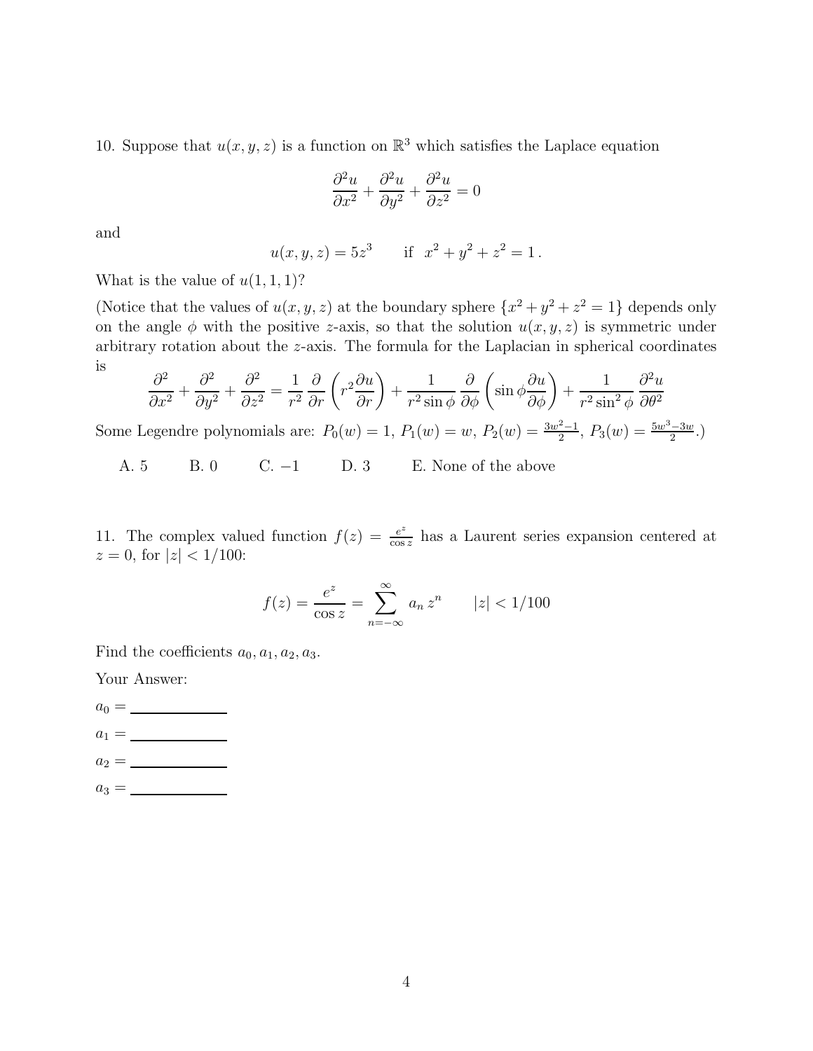10. Suppose that $u(x, y, z)$ is a function on $\mathbb{R}^3$ which satisfies the Laplace equation

$$\frac{\partial^2 u}{\partial x^2} + \frac{\partial^2 u}{\partial y^2} + \frac{\partial^2 u}{\partial z^2} = 0$$

and

$$u(x, y, z) = 5z^3 \qquad \text{if} \;\; x^2 + y^2 + z^2 = 1 \,.$$

What is the value of $u(1, 1, 1)$?

(Notice that the values of $u(x, y, z)$ at the boundary sphere $\{x^2 + y^2 + z^2 = 1\}$ depends only on the angle $\phi$ with the positive $z$-axis, so that the solution $u(x, y, z)$ is symmetric under arbitrary rotation about the $z$-axis. The formula for the Laplacian in spherical coordinates is

$$\frac{\partial^2}{\partial x^2} + \frac{\partial^2}{\partial y^2} + \frac{\partial^2}{\partial z^2} = \frac{1}{r^2}\frac{\partial}{\partial r}\left(r^2 \frac{\partial u}{\partial r}\right) + \frac{1}{r^2 \sin\phi}\frac{\partial}{\partial \phi}\left(\sin\phi \frac{\partial u}{\partial \phi}\right) + \frac{1}{r^2 \sin^2\phi}\frac{\partial^2 u}{\partial \theta^2}$$

Some Legendre polynomials are: $P_0(w) = 1$, $P_1(w) = w$, $P_2(w) = \frac{3w^2-1}{2}$, $P_3(w) = \frac{5w^3-3w}{2}$.)

A. 5 B. 0 C. $-1$ D. 3 E. None of the above

11. The complex valued function $f(z) = \frac{e^z}{\cos z}$ has a Laurent series expansion centered at $z = 0$, for $|z| < 1/100$:

$$f(z) = \frac{e^z}{\cos z} = \sum_{n=-\infty}^{\infty} a_n \, z^n \qquad |z| < 1/100$$

Find the coefficients $a_0, a_1, a_2, a_3$.

Your Answer:

$a_0 =$ \_\_\_\_\_\_\_\_\_\_\_\_

$a_1 =$ \_\_\_\_\_\_\_\_\_\_\_\_

$a_2 =$ \_\_\_\_\_\_\_\_\_\_\_\_

$a_3 =$ \_\_\_\_\_\_\_\_\_\_\_\_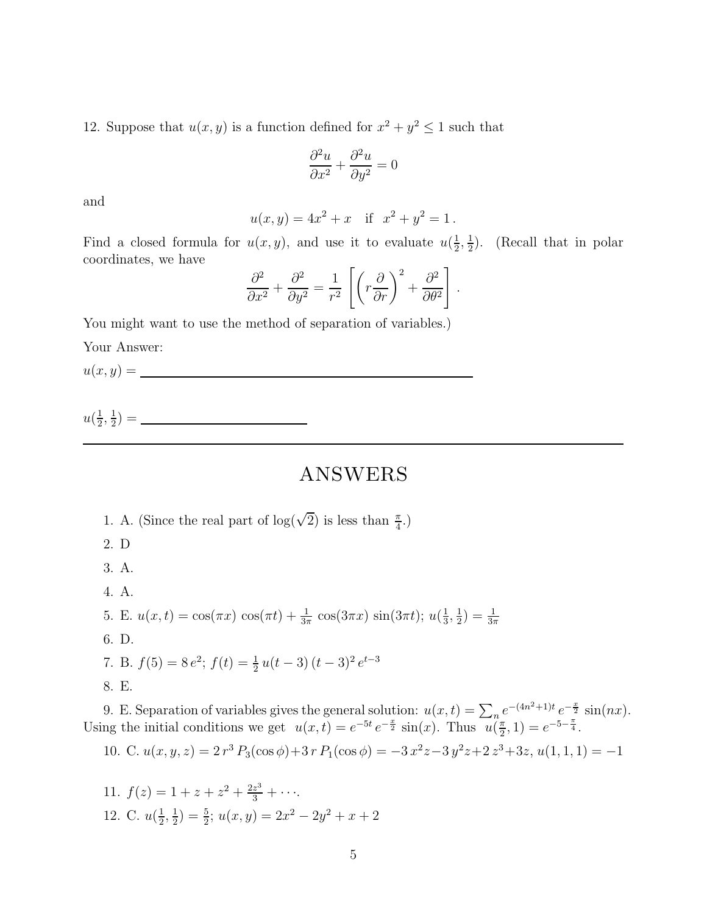12. Suppose that $u(x, y)$ is a function defined for $x^2 + y^2 \leq 1$ such that

$$\frac{\partial^2 u}{\partial x^2} + \frac{\partial^2 u}{\partial y^2} = 0$$

and

$$u(x, y) = 4x^2 + x \quad \text{if} \quad x^2 + y^2 = 1\,.$$

Find a closed formula for $u(x, y)$, and use it to evaluate $u(\frac{1}{2}, \frac{1}{2})$. (Recall that in polar coordinates, we have

$$\frac{\partial^2}{\partial x^2} + \frac{\partial^2}{\partial y^2} = \frac{1}{r^2}\left[\left(r\frac{\partial}{\partial r}\right)^2 + \frac{\partial^2}{\partial \theta^2}\right].$$

You might want to use the method of separation of variables.)

Your Answer:

$u(x, y) =$ ____________________

$u(\frac{1}{2}, \frac{1}{2}) =$ ____________________

---

# ANSWERS

1. A. (Since the real part of $\log(\sqrt{2})$ is less than $\frac{\pi}{4}$.)
2. D
3. A.
4. A.
5. E. $u(x, t) = \cos(\pi x)\,\cos(\pi t) + \frac{1}{3\pi}\,\cos(3\pi x)\,\sin(3\pi t)$; $u(\frac{1}{3}, \frac{1}{2}) = \frac{1}{3\pi}$
6. D.
7. B. $f(5) = 8\,e^2$; $f(t) = \frac{1}{2}\,u(t-3)\,(t-3)^2\,e^{t-3}$
8. E.
9. E. Separation of variables gives the general solution: $u(x, t) = \sum_n e^{-(4n^2+1)t}\,e^{-\frac{x}{2}}\,\sin(nx)$. Using the initial conditions we get $u(x, t) = e^{-5t}\,e^{-\frac{x}{2}}\,\sin(x)$. Thus $u(\frac{\pi}{2}, 1) = e^{-5-\frac{\pi}{4}}$.
10. C. $u(x, y, z) = 2\,r^3\,P_3(\cos\phi) + 3\,r\,P_1(\cos\phi) = -3\,x^2 z - 3\,y^2 z + 2\,z^3 + 3z$, $u(1, 1, 1) = -1$
11. $f(z) = 1 + z + z^2 + \frac{2z^3}{3} + \cdots$.
12. C. $u(\frac{1}{2}, \frac{1}{2}) = \frac{5}{2}$; $u(x, y) = 2x^2 - 2y^2 + x + 2$